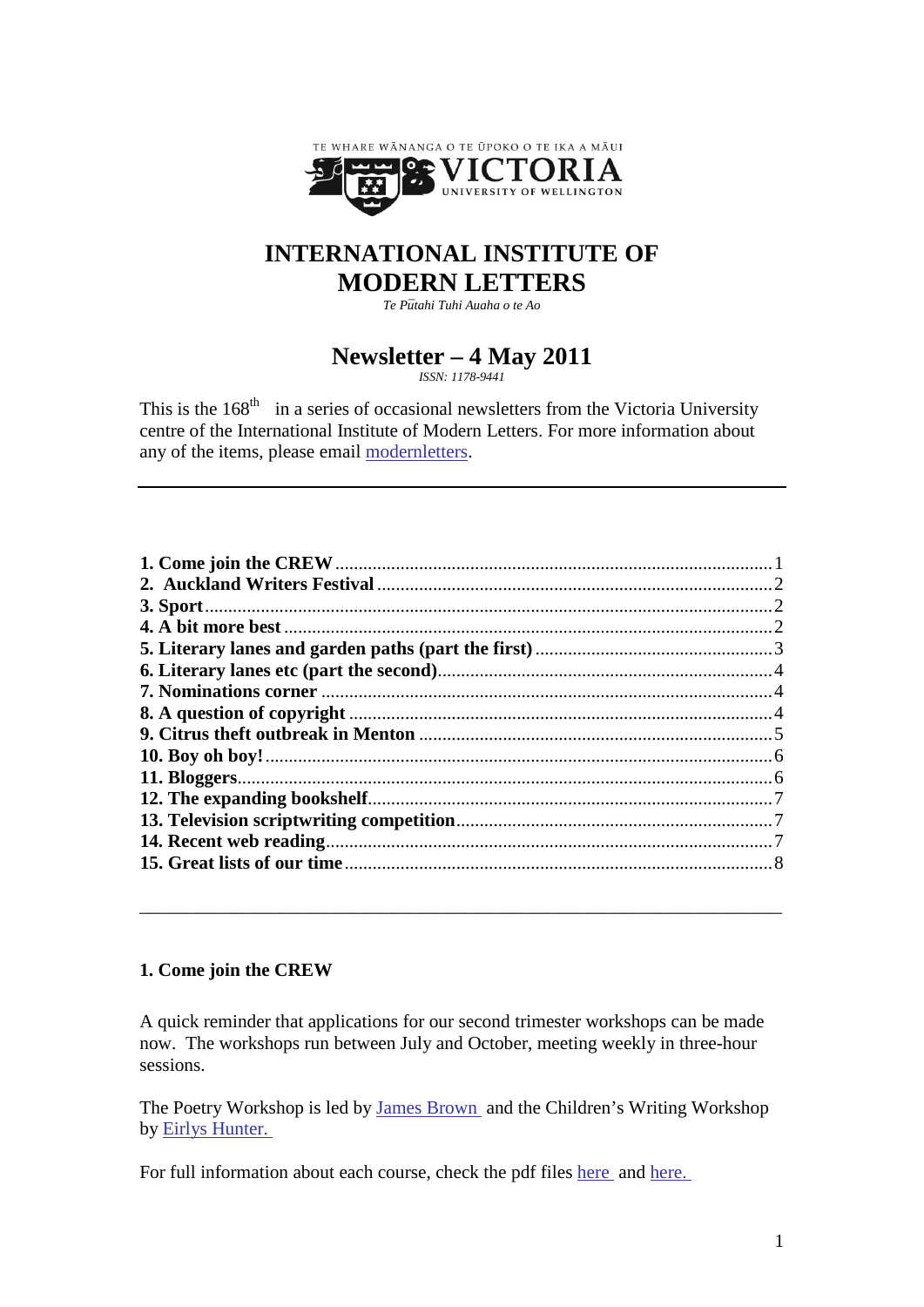TE WHARE WĀNANGA O TE ŪPOKO O TE IKA A MĀUI
VICTORIA
UNIVERSITY OF WELLINGTON

# INTERNATIONAL INSTITUTE OF MODERN LETTERS

*Te Pūtahi Tuhi Auaha o te Ao*

## Newsletter – 4 May 2011

*ISSN: 1178-9441*

This is the 168th in a series of occasional newsletters from the Victoria University centre of the International Institute of Modern Letters. For more information about any of the items, please email modernletters.

---

| | |
|---|---|
| **1. Come join the CREW** | 1 |
| **2. Auckland Writers Festival** | 2 |
| **3. Sport** | 2 |
| **4. A bit more best** | 2 |
| **5. Literary lanes and garden paths (part the first)** | 3 |
| **6. Literary lanes etc (part the second)** | 4 |
| **7. Nominations corner** | 4 |
| **8. A question of copyright** | 4 |
| **9. Citrus theft outbreak in Menton** | 5 |
| **10. Boy oh boy!** | 6 |
| **11. Bloggers** | 6 |
| **12. The expanding bookshelf** | 7 |
| **13. Television scriptwriting competition** | 7 |
| **14. Recent web reading** | 7 |
| **15. Great lists of our time** | 8 |

---

### 1. Come join the CREW

A quick reminder that applications for our second trimester workshops can be made now. The workshops run between July and October, meeting weekly in three-hour sessions.

The Poetry Workshop is led by James Brown and the Children's Writing Workshop by Eirlys Hunter.

For full information about each course, check the pdf files here and here.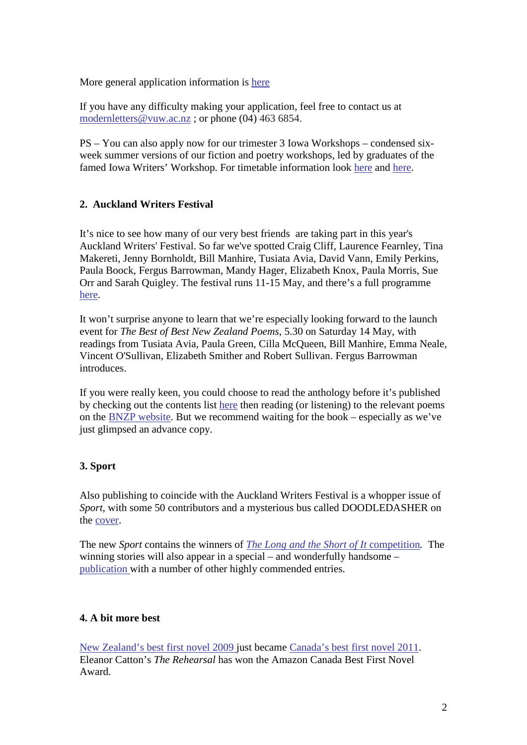More general application information is here

If you have any difficulty making your application, feel free to contact us at modernletters@vuw.ac.nz ; or phone (04) 463 6854.

PS – You can also apply now for our trimester 3 Iowa Workshops – condensed six-week summer versions of our fiction and poetry workshops, led by graduates of the famed Iowa Writers' Workshop. For timetable information look here and here.

## 2. Auckland Writers Festival

It's nice to see how many of our very best friends are taking part in this year's Auckland Writers' Festival. So far we've spotted Craig Cliff, Laurence Fearnley, Tina Makereti, Jenny Bornholdt, Bill Manhire, Tusiata Avia, David Vann, Emily Perkins, Paula Boock, Fergus Barrowman, Mandy Hager, Elizabeth Knox, Paula Morris, Sue Orr and Sarah Quigley. The festival runs 11-15 May, and there's a full programme here.

It won't surprise anyone to learn that we're especially looking forward to the launch event for *The Best of Best New Zealand Poems*, 5.30 on Saturday 14 May, with readings from Tusiata Avia, Paula Green, Cilla McQueen, Bill Manhire, Emma Neale, Vincent O'Sullivan, Elizabeth Smither and Robert Sullivan. Fergus Barrowman introduces.

If you were really keen, you could choose to read the anthology before it's published by checking out the contents list here then reading (or listening) to the relevant poems on the BNZP website. But we recommend waiting for the book – especially as we've just glimpsed an advance copy.

## 3. Sport

Also publishing to coincide with the Auckland Writers Festival is a whopper issue of *Sport*, with some 50 contributors and a mysterious bus called DOODLEDASHER on the cover.

The new *Sport* contains the winners of *The Long and the Short of It* competition. The winning stories will also appear in a special – and wonderfully handsome – publication with a number of other highly commended entries.

## 4. A bit more best

New Zealand's best first novel 2009 just became Canada's best first novel 2011. Eleanor Catton's *The Rehearsal* has won the Amazon Canada Best First Novel Award.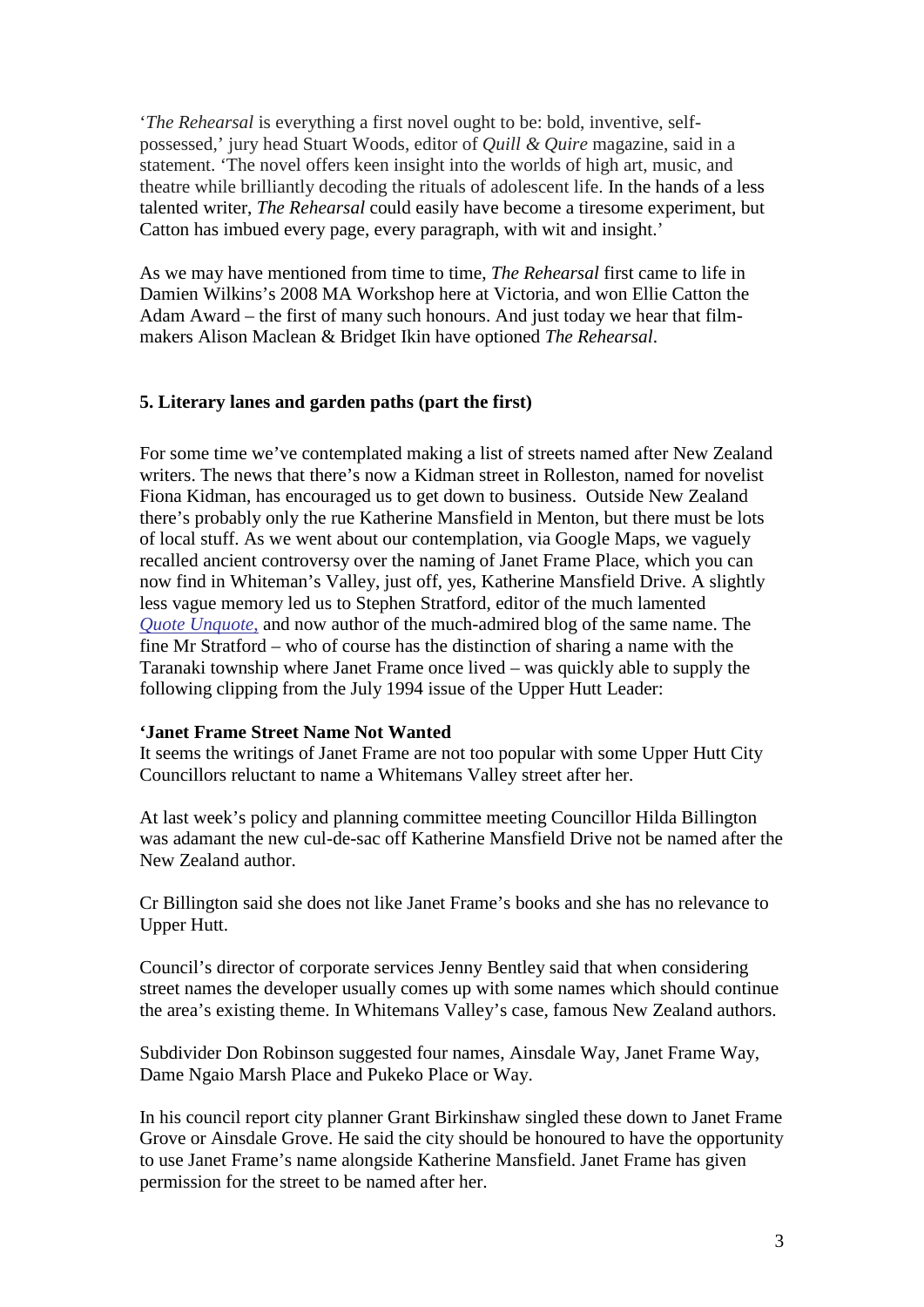'*The Rehearsal* is everything a first novel ought to be: bold, inventive, self-possessed,' jury head Stuart Woods, editor of *Quill & Quire* magazine, said in a statement. 'The novel offers keen insight into the worlds of high art, music, and theatre while brilliantly decoding the rituals of adolescent life. In the hands of a less talented writer, *The Rehearsal* could easily have become a tiresome experiment, but Catton has imbued every page, every paragraph, with wit and insight.'

As we may have mentioned from time to time, *The Rehearsal* first came to life in Damien Wilkins's 2008 MA Workshop here at Victoria, and won Ellie Catton the Adam Award – the first of many such honours. And just today we hear that film-makers Alison Maclean & Bridget Ikin have optioned *The Rehearsal*.

### 5. Literary lanes and garden paths (part the first)

For some time we've contemplated making a list of streets named after New Zealand writers. The news that there's now a Kidman street in Rolleston, named for novelist Fiona Kidman, has encouraged us to get down to business. Outside New Zealand there's probably only the rue Katherine Mansfield in Menton, but there must be lots of local stuff. As we went about our contemplation, via Google Maps, we vaguely recalled ancient controversy over the naming of Janet Frame Place, which you can now find in Whiteman's Valley, just off, yes, Katherine Mansfield Drive. A slightly less vague memory led us to Stephen Stratford, editor of the much lamented *Quote Unquote*, and now author of the much-admired blog of the same name. The fine Mr Stratford – who of course has the distinction of sharing a name with the Taranaki township where Janet Frame once lived – was quickly able to supply the following clipping from the July 1994 issue of the Upper Hutt Leader:

**'Janet Frame Street Name Not Wanted**
It seems the writings of Janet Frame are not too popular with some Upper Hutt City Councillors reluctant to name a Whitemans Valley street after her.

At last week's policy and planning committee meeting Councillor Hilda Billington was adamant the new cul-de-sac off Katherine Mansfield Drive not be named after the New Zealand author.

Cr Billington said she does not like Janet Frame's books and she has no relevance to Upper Hutt.

Council's director of corporate services Jenny Bentley said that when considering street names the developer usually comes up with some names which should continue the area's existing theme. In Whitemans Valley's case, famous New Zealand authors.

Subdivider Don Robinson suggested four names, Ainsdale Way, Janet Frame Way, Dame Ngaio Marsh Place and Pukeko Place or Way.

In his council report city planner Grant Birkinshaw singled these down to Janet Frame Grove or Ainsdale Grove. He said the city should be honoured to have the opportunity to use Janet Frame's name alongside Katherine Mansfield. Janet Frame has given permission for the street to be named after her.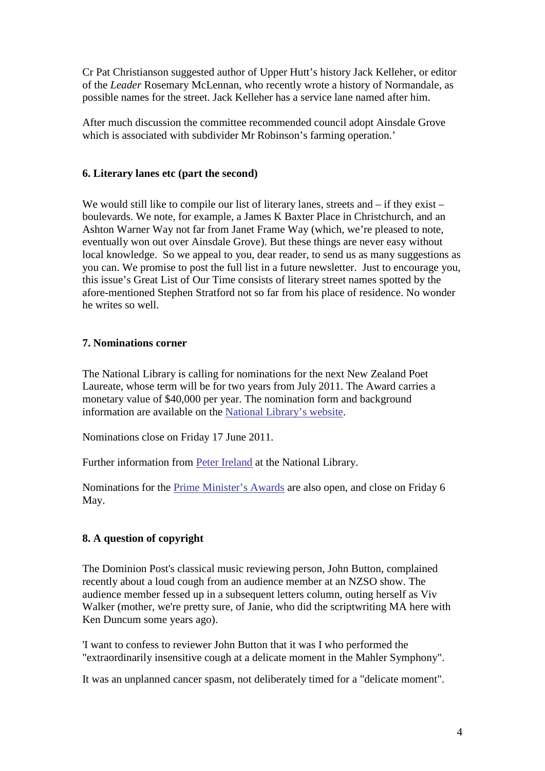Cr Pat Christianson suggested author of Upper Hutt's history Jack Kelleher, or editor of the *Leader* Rosemary McLennan, who recently wrote a history of Normandale, as possible names for the street. Jack Kelleher has a service lane named after him.

After much discussion the committee recommended council adopt Ainsdale Grove which is associated with subdivider Mr Robinson's farming operation.'

### 6. Literary lanes etc (part the second)

We would still like to compile our list of literary lanes, streets and – if they exist – boulevards. We note, for example, a James K Baxter Place in Christchurch, and an Ashton Warner Way not far from Janet Frame Way (which, we're pleased to note, eventually won out over Ainsdale Grove). But these things are never easy without local knowledge. So we appeal to you, dear reader, to send us as many suggestions as you can. We promise to post the full list in a future newsletter. Just to encourage you, this issue's Great List of Our Time consists of literary street names spotted by the afore-mentioned Stephen Stratford not so far from his place of residence. No wonder he writes so well.

### 7. Nominations corner

The National Library is calling for nominations for the next New Zealand Poet Laureate, whose term will be for two years from July 2011. The Award carries a monetary value of $40,000 per year. The nomination form and background information are available on the National Library's website.

Nominations close on Friday 17 June 2011.

Further information from Peter Ireland at the National Library.

Nominations for the Prime Minister's Awards are also open, and close on Friday 6 May.

### 8. A question of copyright

The Dominion Post's classical music reviewing person, John Button, complained recently about a loud cough from an audience member at an NZSO show. The audience member fessed up in a subsequent letters column, outing herself as Viv Walker (mother, we're pretty sure, of Janie, who did the scriptwriting MA here with Ken Duncum some years ago).

'I want to confess to reviewer John Button that it was I who performed the "extraordinarily insensitive cough at a delicate moment in the Mahler Symphony".

It was an unplanned cancer spasm, not deliberately timed for a "delicate moment".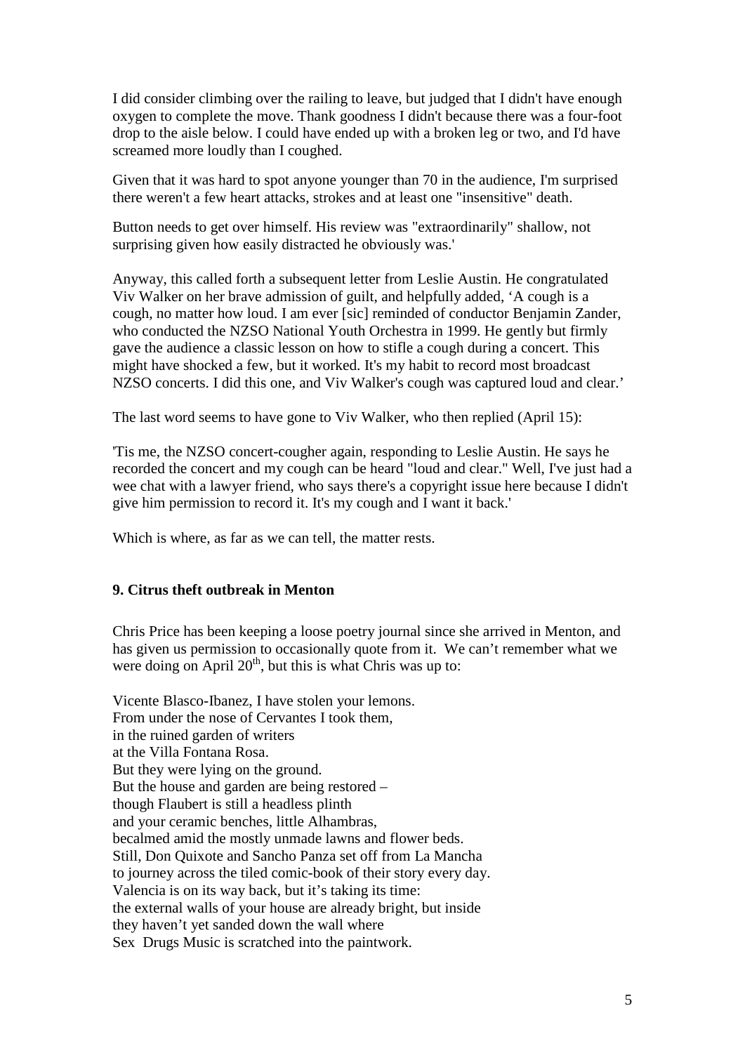I did consider climbing over the railing to leave, but judged that I didn't have enough oxygen to complete the move. Thank goodness I didn't because there was a four-foot drop to the aisle below. I could have ended up with a broken leg or two, and I'd have screamed more loudly than I coughed.

Given that it was hard to spot anyone younger than 70 in the audience, I'm surprised there weren't a few heart attacks, strokes and at least one "insensitive" death.

Button needs to get over himself. His review was "extraordinarily" shallow, not surprising given how easily distracted he obviously was.'

Anyway, this called forth a subsequent letter from Leslie Austin. He congratulated Viv Walker on her brave admission of guilt, and helpfully added, 'A cough is a cough, no matter how loud. I am ever [sic] reminded of conductor Benjamin Zander, who conducted the NZSO National Youth Orchestra in 1999. He gently but firmly gave the audience a classic lesson on how to stifle a cough during a concert. This might have shocked a few, but it worked. It's my habit to record most broadcast NZSO concerts. I did this one, and Viv Walker's cough was captured loud and clear.'

The last word seems to have gone to Viv Walker, who then replied (April 15):

'Tis me, the NZSO concert-cougher again, responding to Leslie Austin. He says he recorded the concert and my cough can be heard "loud and clear." Well, I've just had a wee chat with a lawyer friend, who says there's a copyright issue here because I didn't give him permission to record it. It's my cough and I want it back.'

Which is where, as far as we can tell, the matter rests.

**9. Citrus theft outbreak in Menton**

Chris Price has been keeping a loose poetry journal since she arrived in Menton, and has given us permission to occasionally quote from it. We can't remember what we were doing on April 20th, but this is what Chris was up to:

Vicente Blasco-Ibanez, I have stolen your lemons.
From under the nose of Cervantes I took them,
in the ruined garden of writers
at the Villa Fontana Rosa.
But they were lying on the ground.
But the house and garden are being restored –
though Flaubert is still a headless plinth
and your ceramic benches, little Alhambras,
becalmed amid the mostly unmade lawns and flower beds.
Still, Don Quixote and Sancho Panza set off from La Mancha
to journey across the tiled comic-book of their story every day.
Valencia is on its way back, but it's taking its time:
the external walls of your house are already bright, but inside
they haven't yet sanded down the wall where
Sex Drugs Music is scratched into the paintwork.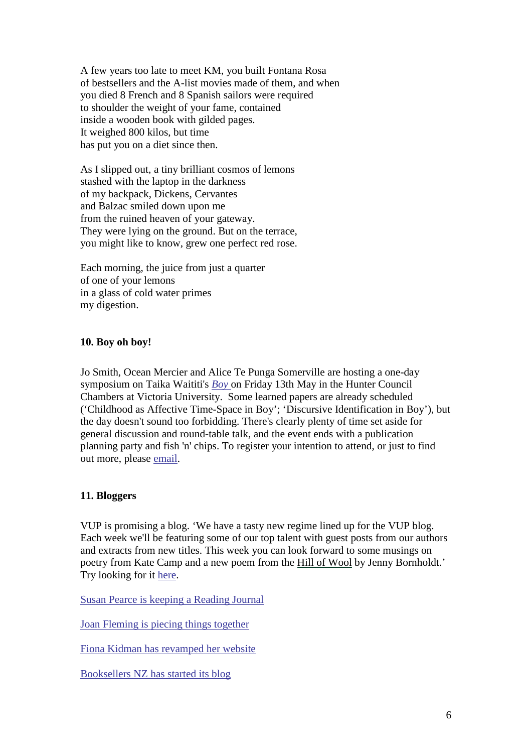A few years too late to meet KM, you built Fontana Rosa  
of bestsellers and the A-list movies made of them, and when  
you died 8 French and 8 Spanish sailors were required  
to shoulder the weight of your fame, contained  
inside a wooden book with gilded pages.  
It weighed 800 kilos, but time  
has put you on a diet since then.

As I slipped out, a tiny brilliant cosmos of lemons  
stashed with the laptop in the darkness  
of my backpack, Dickens, Cervantes  
and Balzac smiled down upon me  
from the ruined heaven of your gateway.  
They were lying on the ground. But on the terrace,  
you might like to know, grew one perfect red rose.

Each morning, the juice from just a quarter  
of one of your lemons  
in a glass of cold water primes  
my digestion.

**10. Boy oh boy!**

Jo Smith, Ocean Mercier and Alice Te Punga Somerville are hosting a one-day symposium on Taika Waititi's *Boy* on Friday 13th May in the Hunter Council Chambers at Victoria University. Some learned papers are already scheduled ('Childhood as Affective Time-Space in Boy'; 'Discursive Identification in Boy'), but the day doesn't sound too forbidding. There's clearly plenty of time set aside for general discussion and round-table talk, and the event ends with a publication planning party and fish 'n' chips. To register your intention to attend, or just to find out more, please email.

**11. Bloggers**

VUP is promising a blog. 'We have a tasty new regime lined up for the VUP blog. Each week we'll be featuring some of our top talent with guest posts from our authors and extracts from new titles. This week you can look forward to some musings on poetry from Kate Camp and a new poem from the Hill of Wool by Jenny Bornholdt.' Try looking for it here.

Susan Pearce is keeping a Reading Journal

Joan Fleming is piecing things together

Fiona Kidman has revamped her website

Booksellers NZ has started its blog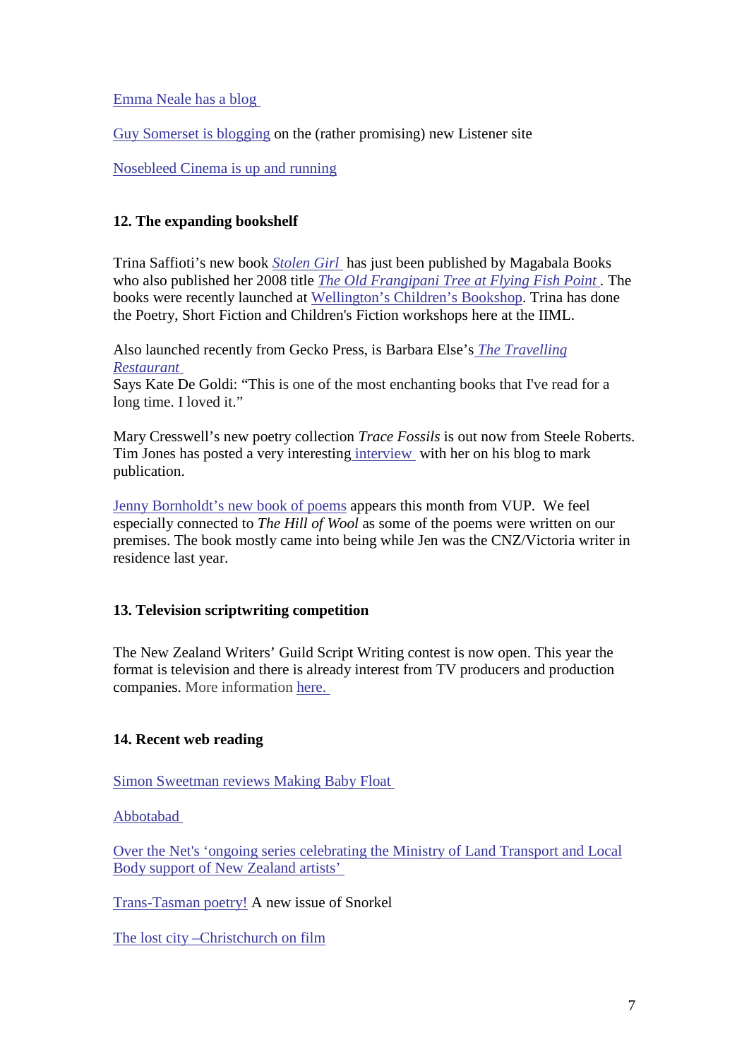Emma Neale has a blog

Guy Somerset is blogging on the (rather promising) new Listener site

Nosebleed Cinema is up and running

## 12. The expanding bookshelf

Trina Saffioti's new book *Stolen Girl* has just been published by Magabala Books who also published her 2008 title *The Old Frangipani Tree at Flying Fish Point*. The books were recently launched at Wellington's Children's Bookshop. Trina has done the Poetry, Short Fiction and Children's Fiction workshops here at the IIML.

Also launched recently from Gecko Press, is Barbara Else's *The Travelling Restaurant*
Says Kate De Goldi: "This is one of the most enchanting books that I've read for a long time. I loved it."

Mary Cresswell's new poetry collection *Trace Fossils* is out now from Steele Roberts. Tim Jones has posted a very interesting interview with her on his blog to mark publication.

Jenny Bornholdt's new book of poems appears this month from VUP. We feel especially connected to *The Hill of Wool* as some of the poems were written on our premises. The book mostly came into being while Jen was the CNZ/Victoria writer in residence last year.

## 13. Television scriptwriting competition

The New Zealand Writers' Guild Script Writing contest is now open. This year the format is television and there is already interest from TV producers and production companies. More information here.

## 14. Recent web reading

Simon Sweetman reviews Making Baby Float

Abbotabad

Over the Net's 'ongoing series celebrating the Ministry of Land Transport and Local Body support of New Zealand artists'

Trans-Tasman poetry! A new issue of Snorkel

The lost city –Christchurch on film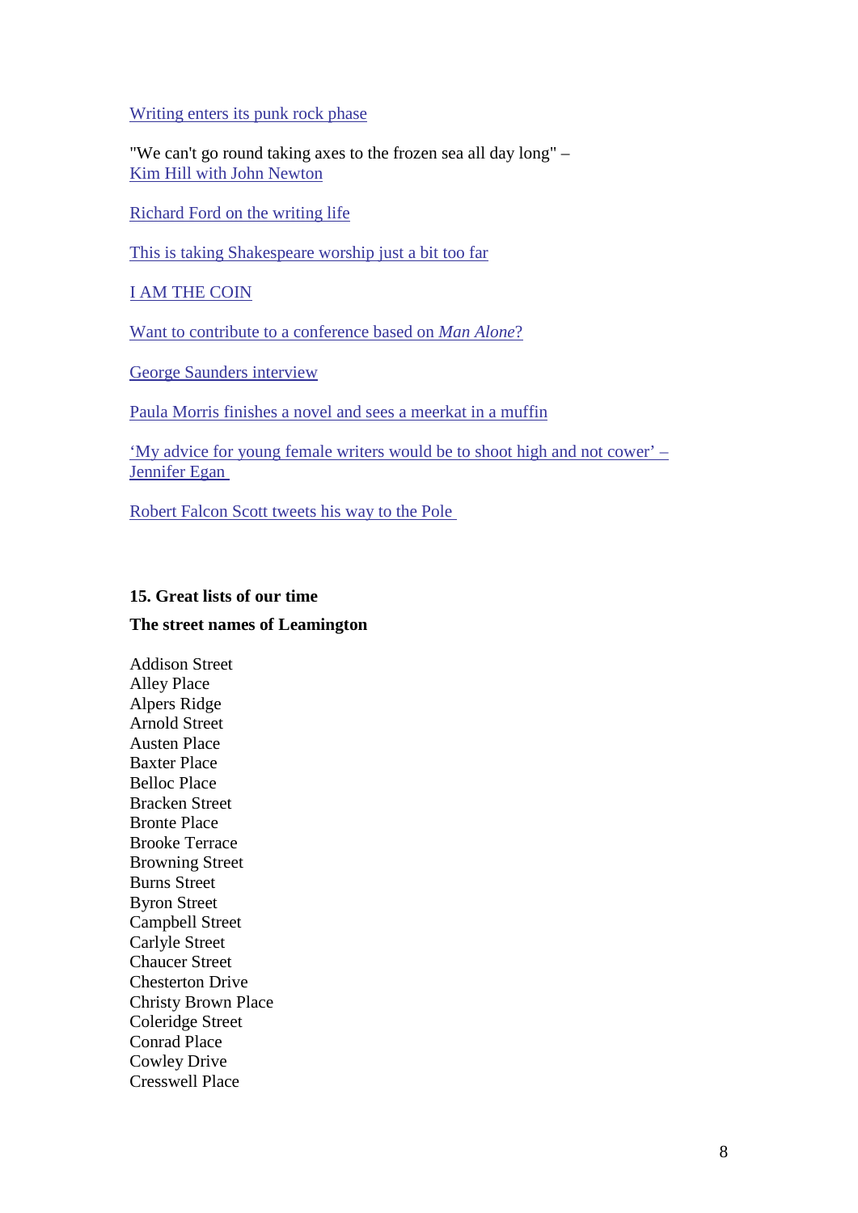Writing enters its punk rock phase

"We can't go round taking axes to the frozen sea all day long" –
Kim Hill with John Newton

Richard Ford on the writing life

This is taking Shakespeare worship just a bit too far

I AM THE COIN

Want to contribute to a conference based on *Man Alone*?

George Saunders interview

Paula Morris finishes a novel and sees a meerkat in a muffin

'My advice for young female writers would be to shoot high and not cower' – Jennifer Egan

Robert Falcon Scott tweets his way to the Pole

### 15. Great lists of our time

**The street names of Leamington**

Addison Street
Alley Place
Alpers Ridge
Arnold Street
Austen Place
Baxter Place
Belloc Place
Bracken Street
Bronte Place
Brooke Terrace
Browning Street
Burns Street
Byron Street
Campbell Street
Carlyle Street
Chaucer Street
Chesterton Drive
Christy Brown Place
Coleridge Street
Conrad Place
Cowley Drive
Cresswell Place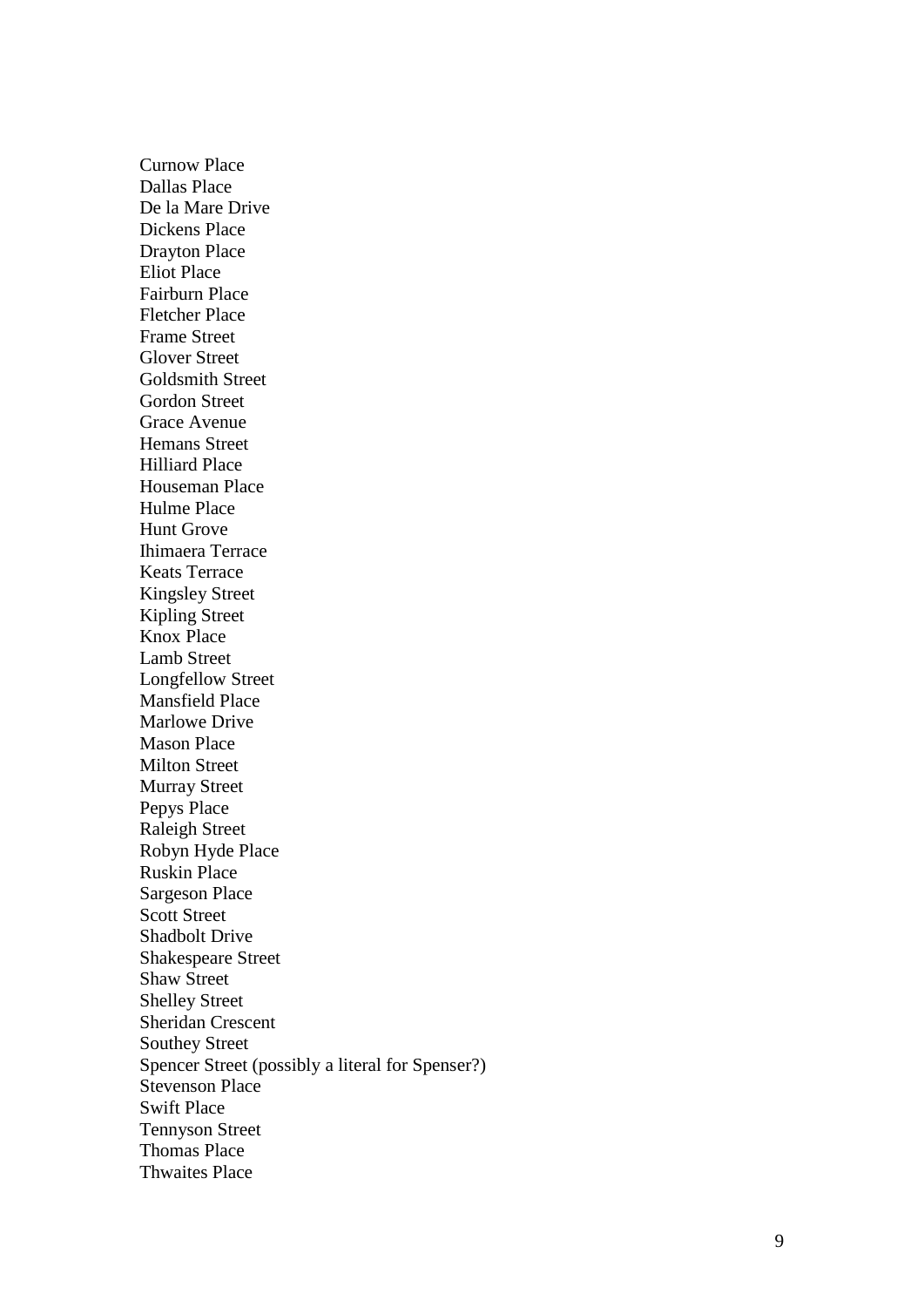Curnow Place
Dallas Place
De la Mare Drive
Dickens Place
Drayton Place
Eliot Place
Fairburn Place
Fletcher Place
Frame Street
Glover Street
Goldsmith Street
Gordon Street
Grace Avenue
Hemans Street
Hilliard Place
Houseman Place
Hulme Place
Hunt Grove
Ihimaera Terrace
Keats Terrace
Kingsley Street
Kipling Street
Knox Place
Lamb Street
Longfellow Street
Mansfield Place
Marlowe Drive
Mason Place
Milton Street
Murray Street
Pepys Place
Raleigh Street
Robyn Hyde Place
Ruskin Place
Sargeson Place
Scott Street
Shadbolt Drive
Shakespeare Street
Shaw Street
Shelley Street
Sheridan Crescent
Southey Street
Spencer Street (possibly a literal for Spenser?)
Stevenson Place
Swift Place
Tennyson Street
Thomas Place
Thwaites Place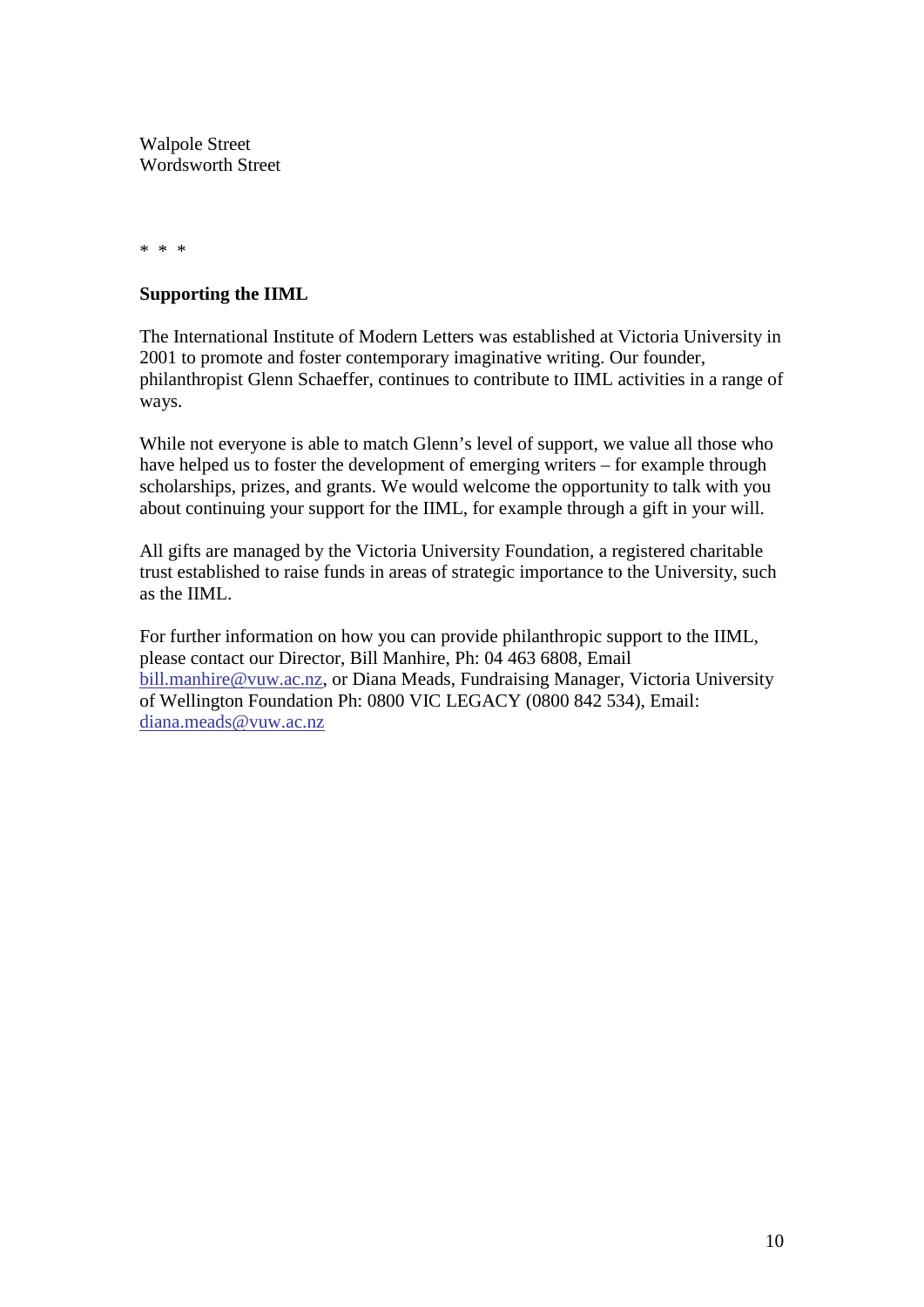Walpole Street
Wordsworth Street

* * *

**Supporting the IIML**

The International Institute of Modern Letters was established at Victoria University in 2001 to promote and foster contemporary imaginative writing. Our founder, philanthropist Glenn Schaeffer, continues to contribute to IIML activities in a range of ways.

While not everyone is able to match Glenn's level of support, we value all those who have helped us to foster the development of emerging writers – for example through scholarships, prizes, and grants. We would welcome the opportunity to talk with you about continuing your support for the IIML, for example through a gift in your will.

All gifts are managed by the Victoria University Foundation, a registered charitable trust established to raise funds in areas of strategic importance to the University, such as the IIML.

For further information on how you can provide philanthropic support to the IIML, please contact our Director, Bill Manhire, Ph: 04 463 6808, Email bill.manhire@vuw.ac.nz, or Diana Meads, Fundraising Manager, Victoria University of Wellington Foundation Ph: 0800 VIC LEGACY (0800 842 534), Email: diana.meads@vuw.ac.nz